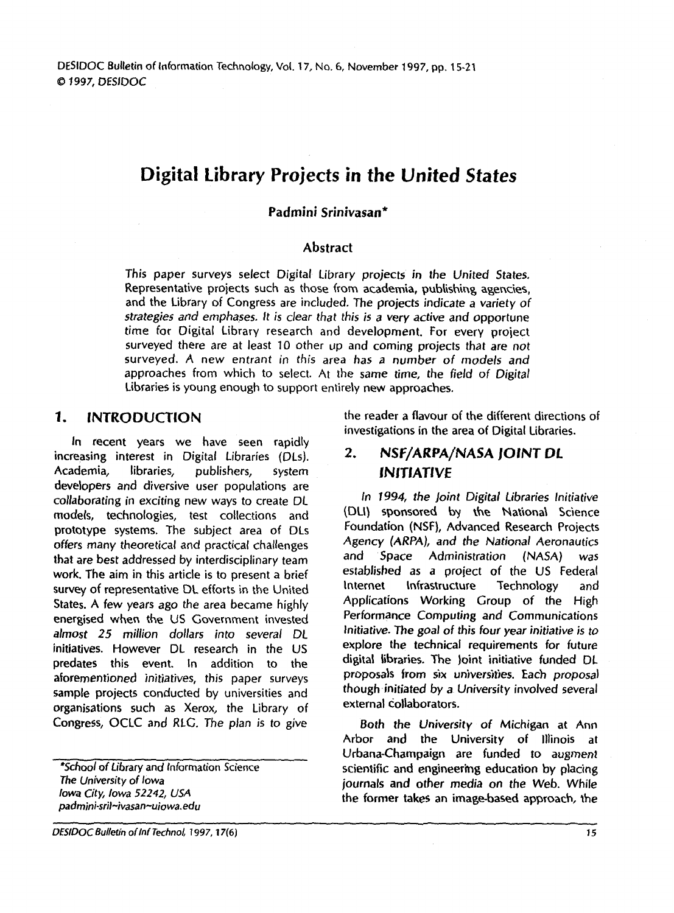# Digital Library Projects in the United States

**Padmini Srinivasan***

## Abstract

This paper surveys select Digital Library projects in the United States. Representative projects such as those from academia, publishing agencies, and the Library of Congress are included. The projects indicate a variety of strategies and emphases. It is clear that this is a very active and opportune time for Digital Library research and development. For every project surveyed there are at least 10 other up and coming projects that are not surveyed. A new entrant in this area has a number of models and approaches from which to select. At the same time, the field of Digital Libraries is young enough to support entirely new approaches.

## 1. INTRODUCTION

In recent years we have seen rapidly increasing interest in Digital Libraries (DLs). Academia, libraries, publishers, system developers and diversive user populations are collaborating in exciting new ways to create DL models, technologies, test collections and prototype systems. The subject area of DLs offers many theoretical and practical challenges that are best addressed by interdisciplinary team work. The aim in this article is to present a brief survey of representative DL efforts in the United States. A few years ago the area became highly energised when the US Government invested almost 25 million dollars into several DL initiatives. However DL research in the US predates this event. In addition to the aforementioned initiatives, this paper surveys sample projects conducted by universities and organisations such as Xerox, the Library of Congress, OCLC and RLG. The plan is to give the reader a flavour of the different directions of investigations in the area of Digital Libraries.

## 2. NSF/ARPA/NASA JOINT DL INITIATIVE

In 1994, the Joint Digital Libraries Initiative (DLI) sponsored by the National Science Foundation (NSF), Advanced Research Projects Agency (ARPA), and the National Aeronautics and Space Administration (NASA) was established as a project of the US Federal Internet Infrastructure Technology and Applications Working Group of the High Performance Computing and Communications Initiative. The goal of this four year initiative is to explore the technical requirements for future digital libraries. The joint initiative funded DL proposals from six universities. Each proposal though initiated by a University involved several external collaborators.

Both the University of Michigan at Ann Arbor and the University of Illinois at Urbana-Champaign are funded to augment scientific and engineering education by placing journals and other media on the Web. While the former takes an image-based approach, the

---

*School of Library and Information Science
The University of Iowa
Iowa City, Iowa 52242, USA
padmini-sril~ivasan~uiowa.edu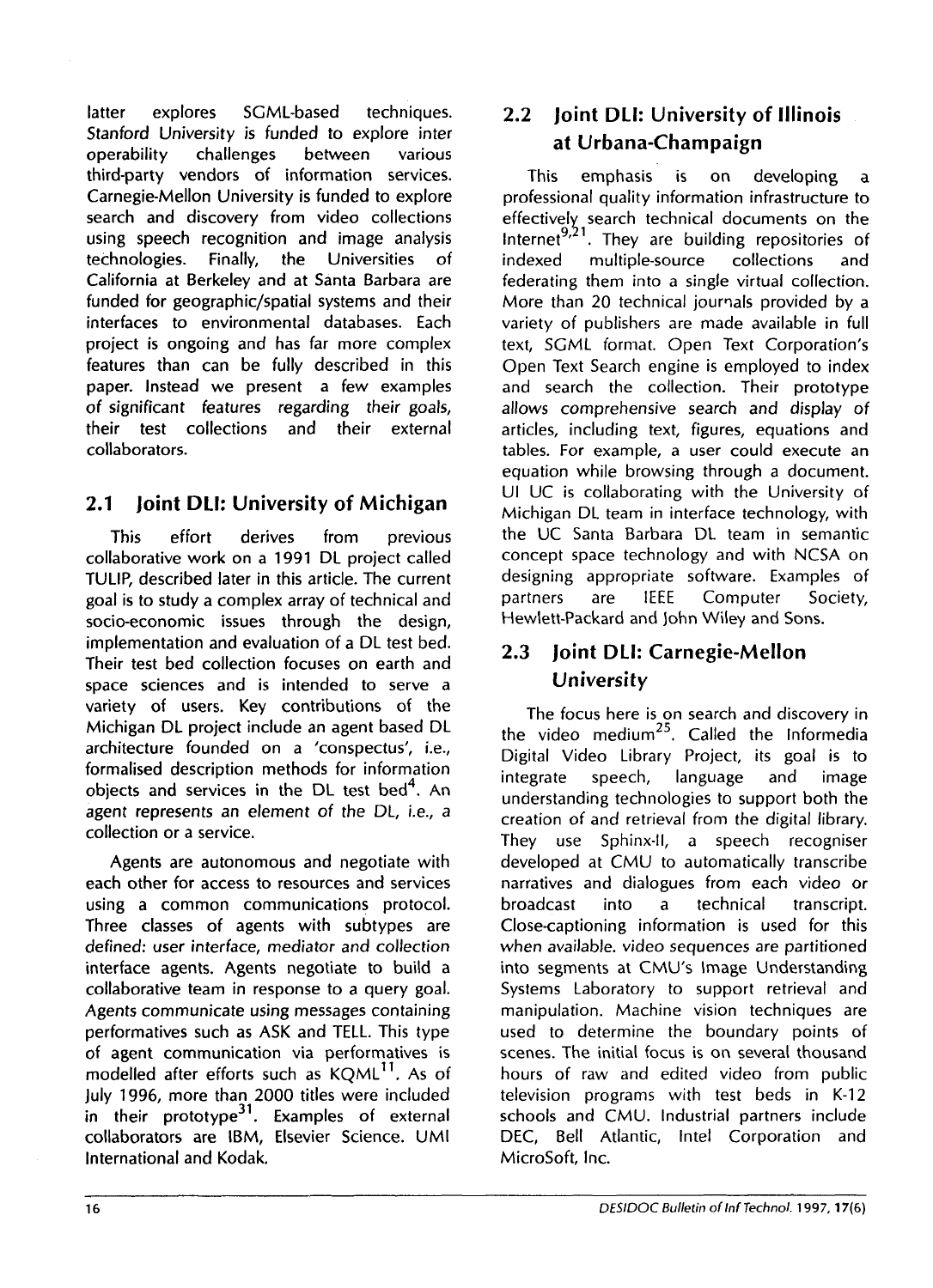latter explores SGML-based techniques. Stanford University is funded to explore inter operability challenges between various third-party vendors of information services. Carnegie-Mellon University is funded to explore search and discovery from video collections using speech recognition and image analysis technologies. Finally, the Universities of California at Berkeley and at Santa Barbara are funded for geographic/spatial systems and their interfaces to environmental databases. Each project is ongoing and has far more complex features than can be fully described in this paper. Instead we present a few examples of significant features regarding their goals, their test collections and their external collaborators.

## 2.1 Joint DLI: University of Michigan

This effort derives from previous collaborative work on a 1991 DL project called TULIP, described later in this article. The current goal is to study a complex array of technical and socio-economic issues through the design, implementation and evaluation of a DL test bed. Their test bed collection focuses on earth and space sciences and is intended to serve a variety of users. Key contributions of the Michigan DL project include an agent based DL architecture founded on a 'conspectus', i.e., formalised description methods for information objects and services in the DL test bed[4]. An agent represents an element of the DL, i.e., a collection or a service.

Agents are autonomous and negotiate with each other for access to resources and services using a common communications protocol. Three classes of agents with subtypes are defined: user interface, mediator and collection interface agents. Agents negotiate to build a collaborative team in response to a query goal. Agents communicate using messages containing performatives such as ASK and TELL. This type of agent communication via performatives is modelled after efforts such as KQML[11]. As of July 1996, more than 2000 titles were included in their prototype[31]. Examples of external collaborators are IBM, Elsevier Science. UMI International and Kodak.

## 2.2 Joint DLI: University of Illinois at Urbana-Champaign

This emphasis is on developing a professional quality information infrastructure to effectively search technical documents on the Internet[9,21]. They are building repositories of indexed multiple-source collections and federating them into a single virtual collection. More than 20 technical journals provided by a variety of publishers are made available in full text, SGML format. Open Text Corporation's Open Text Search engine is employed to index and search the collection. Their prototype allows comprehensive search and display of articles, including text, figures, equations and tables. For example, a user could execute an equation while browsing through a document. UI UC is collaborating with the University of Michigan DL team in interface technology, with the UC Santa Barbara DL team in semantic concept space technology and with NCSA on designing appropriate software. Examples of partners are IEEE Computer Society, Hewlett-Packard and John Wiley and Sons.

## 2.3 Joint DLI: Carnegie-Mellon University

The focus here is on search and discovery in the video medium[25]. Called the Informedia Digital Video Library Project, its goal is to integrate speech, language and image understanding technologies to support both the creation of and retrieval from the digital library. They use Sphinx-II, a speech recogniser developed at CMU to automatically transcribe narratives and dialogues from each video or broadcast into a technical transcript. Close-captioning information is used for this when available. video sequences are partitioned into segments at CMU's Image Understanding Systems Laboratory to support retrieval and manipulation. Machine vision techniques are used to determine the boundary points of scenes. The initial focus is on several thousand hours of raw and edited video from public television programs with test beds in K-12 schools and CMU. Industrial partners include DEC, Bell Atlantic, Intel Corporation and MicroSoft, Inc.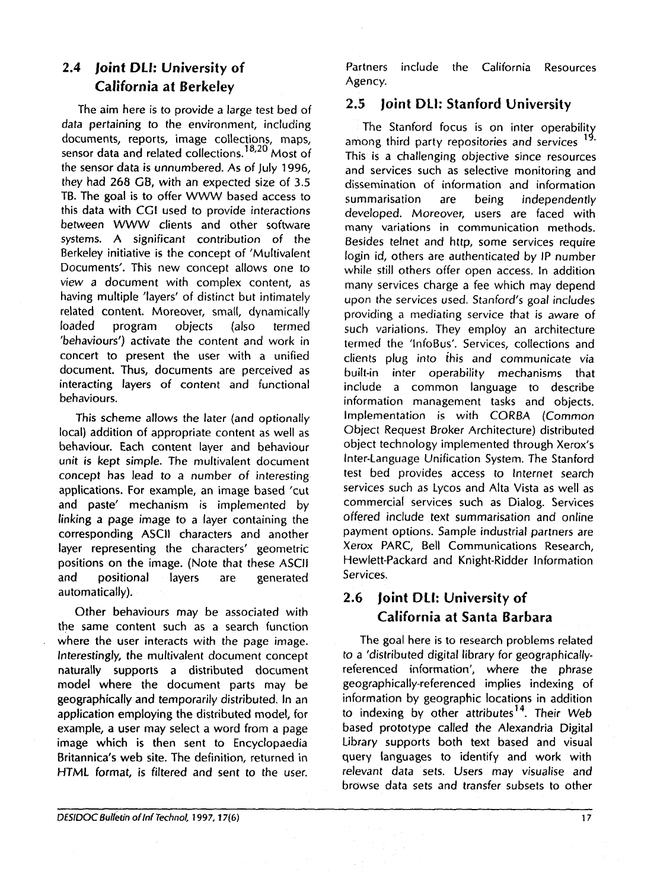## 2.4 Joint DLI: University of California at Berkeley

The aim here is to provide a large test bed of data pertaining to the environment, including documents, reports, image collections, maps, sensor data and related collections.[18,20] Most of the sensor data is unnumbered. As of July 1996, they had 268 GB, with an expected size of 3.5 TB. The goal is to offer WWW based access to this data with CGI used to provide interactions between WWW clients and other software systems. A significant contribution of the Berkeley initiative is the concept of 'Multivalent Documents'. This new concept allows one to view a document with complex content, as having multiple 'layers' of distinct but intimately related content. Moreover, small, dynamically loaded program objects (also termed 'behaviours') activate the content and work in concert to present the user with a unified document. Thus, documents are perceived as interacting layers of content and functional behaviours.

This scheme allows the later (and optionally local) addition of appropriate content as well as behaviour. Each content layer and behaviour unit is kept simple. The multivalent document concept has lead to a number of interesting applications. For example, an image based 'cut and paste' mechanism is implemented by linking a page image to a layer containing the corresponding ASCII characters and another layer representing the characters' geometric positions on the image. (Note that these ASCII and positional layers are generated automatically).

Other behaviours may be associated with the same content such as a search function where the user interacts with the page image. Interestingly, the multivalent document concept naturally supports a distributed document model where the document parts may be geographically and temporarily distributed. In an application employing the distributed model, for example, a user may select a word from a page image which is then sent to Encyclopaedia Britannica's web site. The definition, returned in HTML format, is filtered and sent to the user. Partners include the California Resources Agency.

## 2.5 Joint DLI: Stanford University

The Stanford focus is on inter operability among third party repositories and services [19]. This is a challenging objective since resources and services such as selective monitoring and dissemination of information and information summarisation are being independently developed. Moreover, users are faced with many variations in communication methods. Besides telnet and http, some services require login id, others are authenticated by IP number while still others offer open access. In addition many services charge a fee which may depend upon the services used. Stanford's goal includes providing a mediating service that is aware of such variations. They employ an architecture termed the 'InfoBus'. Services, collections and clients plug into this and communicate via built-in inter operability mechanisms that include a common language to describe information management tasks and objects. Implementation is with CORBA (Common Object Request Broker Architecture) distributed object technology implemented through Xerox's Inter-Language Unification System. The Stanford test bed provides access to Internet search services such as Lycos and Alta Vista as well as commercial services such as Dialog. Services offered include text summarisation and online payment options. Sample industrial partners are Xerox PARC, Bell Communications Research, Hewlett-Packard and Knight-Ridder Information Services.

## 2.6 Joint DLI: University of California at Santa Barbara

The goal here is to research problems related to a 'distributed digital library for geographically-referenced information', where the phrase geographically-referenced implies indexing of information by geographic locations in addition to indexing by other attributes[14]. Their Web based prototype called the Alexandria Digital Library supports both text based and visual query languages to identify and work with relevant data sets. Users may visualise and browse data sets and transfer subsets to other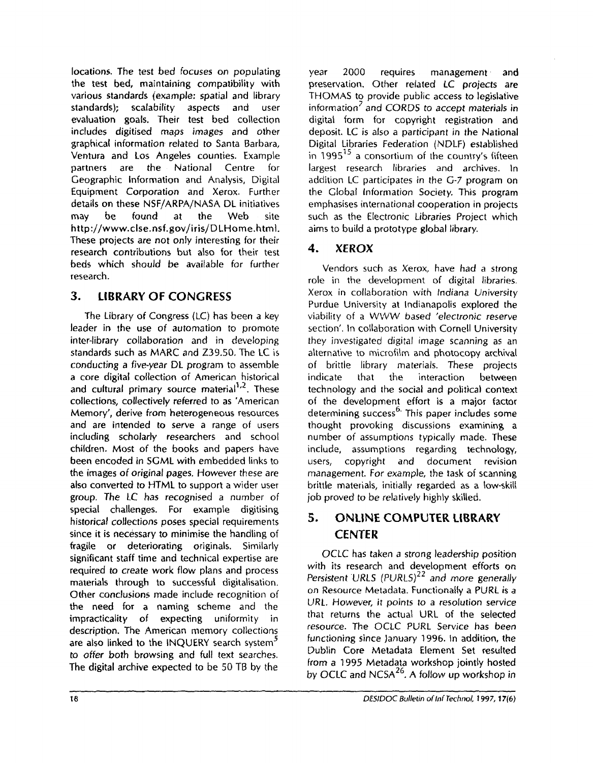locations. The test bed focuses on populating the test bed, maintaining compatibility with various standards (example: spatial and library standards); scalability aspects and user evaluation goals. Their test bed collection includes digitised maps images and other graphical information related to Santa Barbara, Ventura and Los Angeles counties. Example partners are the National Centre for Geographic Information and Analysis, Digital Equipment Corporation and Xerox. Further details on these NSF/ARPA/NASA DL initiatives may be found at the Web site http://www.clse.nsf.gov/iris/DLHome.html. These projects are not only interesting for their research contributions but also for their test beds which should be available for further research.

## 3. LIBRARY OF CONGRESS

The Library of Congress (LC) has been a key leader in the use of automation to promote inter-library collaboration and in developing standards such as MARC and Z39.50. The LC is conducting a five-year DL program to assemble a core digital collection of American historical and cultural primary source material[1,2]. These collections, collectively referred to as 'American Memory', derive from heterogeneous resources and are intended to serve a range of users including scholarly researchers and school children. Most of the books and papers have been encoded in SGML with embedded links to the images of original pages. However these are also converted to HTML to support a wider user group. The LC has recognised a number of special challenges. For example digitising historical collections poses special requirements since it is necessary to minimise the handling of fragile or deteriorating originals. Similarly significant staff time and technical expertise are required to create work flow plans and process materials through to successful digitalisation. Other conclusions made include recognition of the need for a naming scheme and the impracticality of expecting uniformity in description. The American memory collections are also linked to the INQUERY search system[5] to offer both browsing and full text searches. The digital archive expected to be 50 TB by the year 2000 requires management and preservation. Other related LC projects are THOMAS to provide public access to legislative information[7] and CORDS to accept materials in digital form for copyright registration and deposit. LC is also a participant in the National Digital Libraries Federation (NDLF) established in 1995[15] a consortium of the country's fifteen largest research libraries and archives. In addition LC participates in the G-7 program on the Global Information Society. This program emphasises international cooperation in projects such as the Electronic Libraries Project which aims to build a prototype global library.

## 4. XEROX

Vendors such as Xerox, have had a strong role in the development of digital libraries. Xerox in collaboration with Indiana University Purdue University at Indianapolis explored the viability of a WWW based 'electronic reserve section'. In collaboration with Cornell University they investigated digital image scanning as an alternative to microfilm and photocopy archival of brittle library materials. These projects indicate that the interaction between technology and the social and political context of the development effort is a major factor determining success[6]. This paper includes some thought provoking discussions examining a number of assumptions typically made. These include, assumptions regarding technology, users, copyright and document revision management. For example, the task of scanning brittle materials, initially regarded as a low-skill job proved to be relatively highly skilled.

## 5. ONLINE COMPUTER LIBRARY CENTER

OCLC has taken a strong leadership position with its research and development efforts on Persistent URLS (PURLS)[22] and more generally on Resource Metadata. Functionally a PURL is a URL. However, it points to a resolution service that returns the actual URL of the selected resource. The OCLC PURL Service has been functioning since January 1996. In addition, the Dublin Core Metadata Element Set resulted from a 1995 Metadata workshop jointly hosted by OCLC and NCSA[26]. A follow up workshop in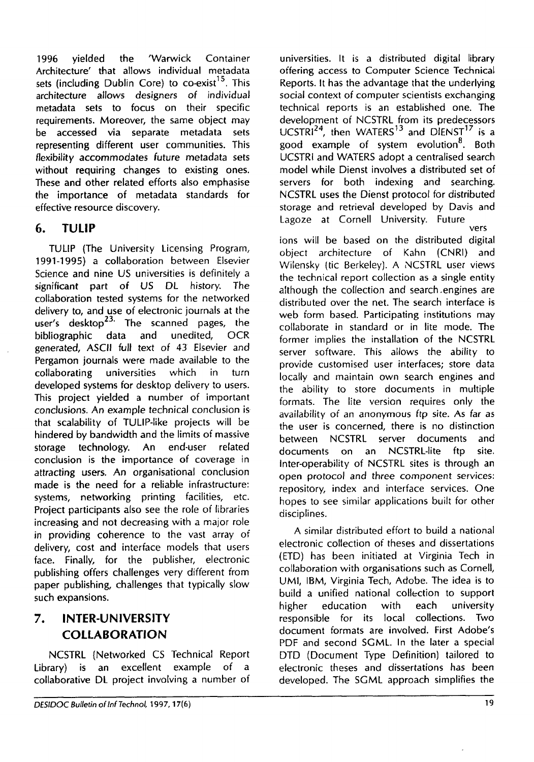1996 yielded the 'Warwick Container Architecture' that allows individual metadata sets (including Dublin Core) to co-exist[15]. This architecture allows designers of individual metadata sets to focus on their specific requirements. Moreover, the same object may be accessed via separate metadata sets representing different user communities. This flexibility accommodates future metadata sets without requiring changes to existing ones. These and other related efforts also emphasise the importance of metadata standards for effective resource discovery.

## 6. TULIP

TULIP (The University Licensing Program, 1991-1995) a collaboration between Elsevier Science and nine US universities is definitely a significant part of US DL history. The collaboration tested systems for the networked delivery to, and use of electronic journals at the user's desktop[23]. The scanned pages, the bibliographic data and unedited, OCR generated, ASCII full text of 43 Elsevier and Pergamon journals were made available to the collaborating universities which in turn developed systems for desktop delivery to users. This project yielded a number of important conclusions. An example technical conclusion is that scalability of TULIP-like projects will be hindered by bandwidth and the limits of massive storage technology. An end-user related conclusion is the importance of coverage in attracting users. An organisational conclusion made is the need for a reliable infrastructure: systems, networking printing facilities, etc. Project participants also see the role of libraries increasing and not decreasing with a major role in providing coherence to the vast array of delivery, cost and interface models that users face. Finally, for the publisher, electronic publishing offers challenges very different from paper publishing, challenges that typically slow such expansions.

## 7. INTER-UNIVERSITY COLLABORATION

NCSTRL (Networked CS Technical Report Library) is an excellent example of a collaborative DL project involving a number of universities. It is a distributed digital library offering access to Computer Science Technical Reports. It has the advantage that the underlying social context of computer scientists exchanging technical reports is an established one. The development of NCSTRL from its predecessors UCSTRI[24], then WATERS[13] and DIENST[17] is a good example of system evolution[8]. Both UCSTRI and WATERS adopt a centralised search model while Dienst involves a distributed set of servers for both indexing and searching. NCSTRL uses the Dienst protocol for distributed storage and retrieval developed by Davis and Lagoze at Cornell University. Future versions will be based on the distributed digital object architecture of Kahn (CNRI) and Wilensky (tic Berkeley). A NCSTRL user views the technical report collection as a single entity although the collection and search engines are distributed over the net. The search interface is web form based. Participating institutions may collaborate in standard or in lite mode. The former implies the installation of the NCSTRL server software. This allows the ability to provide customised user interfaces; store data locally and maintain own search engines and the ability to store documents in multiple formats. The lite version requires only the availability of an anonymous ftp site. As far as the user is concerned, there is no distinction between NCSTRL server documents and documents on an NCSTRL-lite ftp site. Inter-operability of NCSTRL sites is through an open protocol and three component services: repository, index and interface services. One hopes to see similar applications built for other disciplines.

A similar distributed effort to build a national electronic collection of theses and dissertations (ETD) has been initiated at Virginia Tech in collaboration with organisations such as Cornell, UMI, IBM, Virginia Tech, Adobe. The idea is to build a unified national collection to support higher education with each university responsible for its local collections. Two document formats are involved. First Adobe's PDF and second SGML. In the later a special DTD (Document Type Definition) tailored to electronic theses and dissertations has been developed. The SGML approach simplifies the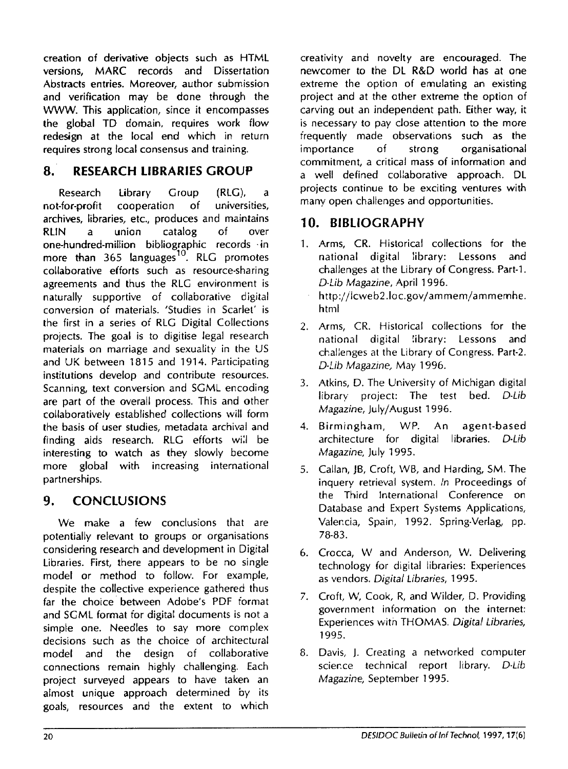creation of derivative objects such as HTML versions, MARC records and Dissertation Abstracts entries. Moreover, author submission and verification may be done through the WWW. This application, since it encompasses the global TD domain, requires work flow redesign at the local end which in return requires strong local consensus and training.

## 8. RESEARCH LIBRARIES GROUP

Research Library Group (RLG), a not-for-profit cooperation of universities, archives, libraries, etc., produces and maintains RLIN a union catalog of over one-hundred-million bibliographic records in more than 365 languages[10]. RLG promotes collaborative efforts such as resource-sharing agreements and thus the RLG environment is naturally supportive of collaborative digital conversion of materials. 'Studies in Scarlet' is the first in a series of RLG Digital Collections projects. The goal is to digitise legal research materials on marriage and sexuality in the US and UK between 1815 and 1914. Participating institutions develop and contribute resources. Scanning, text conversion and SGML encoding are part of the overall process. This and other collaboratively established collections will form the basis of user studies, metadata archival and finding aids research. RLG efforts will be interesting to watch as they slowly become more global with increasing international partnerships.

## 9. CONCLUSIONS

We make a few conclusions that are potentially relevant to groups or organisations considering research and development in Digital Libraries. First, there appears to be no single model or method to follow. For example, despite the collective experience gathered thus far the choice between Adobe's PDF format and SGML format for digital documents is not a simple one. Needles to say more complex decisions such as the choice of architectural model and the design of collaborative connections remain highly challenging. Each project surveyed appears to have taken an almost unique approach determined by its goals, resources and the extent to which creativity and novelty are encouraged. The newcomer to the DL R&D world has at one extreme the option of emulating an existing project and at the other extreme the option of carving out an independent path. Either way, it is necessary to pay close attention to the more frequently made observations such as the importance of strong organisational commitment, a critical mass of information and a well defined collaborative approach. DL projects continue to be exciting ventures with many open challenges and opportunities.

## 10. BIBLIOGRAPHY

1. Arms, CR. Historical collections for the national digital library: Lessons and challenges at the Library of Congress. Part-1. *D-Lib Magazine*, April 1996. http://lcweb2.loc.gov/ammem/ammemhe.html
2. Arms, CR. Historical collections for the national digital library: Lessons and challenges at the Library of Congress. Part-2. *D-Lib Magazine*, May 1996.
3. Atkins, D. The University of Michigan digital library project: The test bed. *D-Lib Magazine*, July/August 1996.
4. Birmingham, WP. An agent-based architecture for digital libraries. *D-Lib Magazine*, July 1995.
5. Callan, JB, Croft, WB, and Harding, SM. The inquery retrieval system. *In* Proceedings of the Third International Conference on Database and Expert Systems Applications, Valencia, Spain, 1992. Spring-Verlag, pp. 78-83.
6. Crocca, W and Anderson, W. Delivering technology for digital libraries: Experiences as vendors. *Digital Libraries*, 1995.
7. Croft, W, Cook, R, and Wilder, D. Providing government information on the internet: Experiences with THOMAS. *Digital Libraries*, 1995.
8. Davis, J. Creating a networked computer science technical report library. *D-Lib Magazine*, September 1995.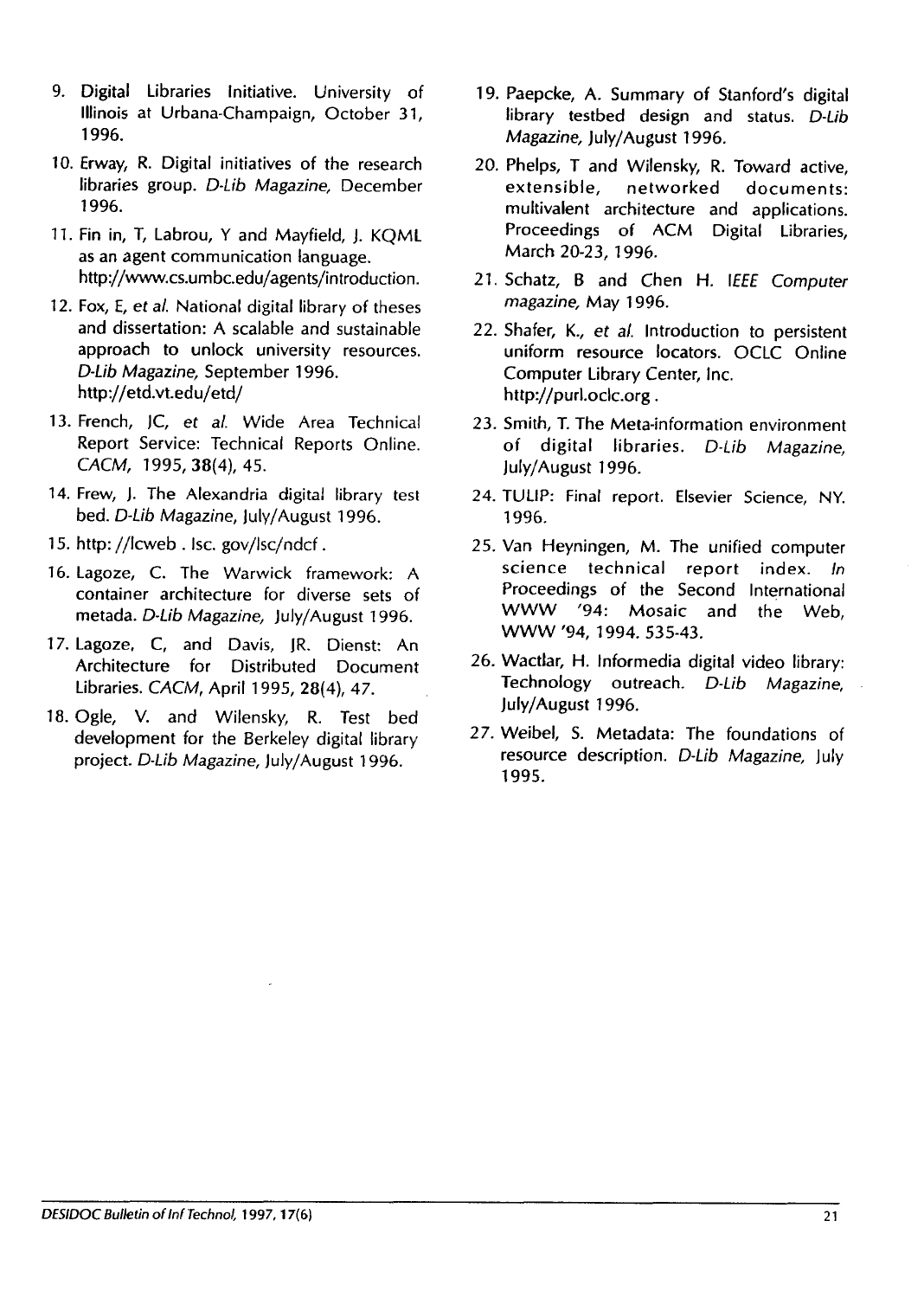9. Digital Libraries Initiative. University of Illinois at Urbana-Champaign, October 31, 1996.
10. Erway, R. Digital initiatives of the research libraries group. *D-Lib Magazine*, December 1996.
11. Fin in, T, Labrou, Y and Mayfield, J. KQML as an agent communication language. http://www.cs.umbc.edu/agents/introduction.
12. Fox, E, *et al.* National digital library of theses and dissertation: A scalable and sustainable approach to unlock university resources. *D-Lib Magazine*, September 1996. http://etd.vt.edu/etd/
13. French, JC, *et al.* Wide Area Technical Report Service: Technical Reports Online. *CACM*, 1995, **38**(4), 45.
14. Frew, J. The Alexandria digital library test bed. *D-Lib Magazine*, July/August 1996.
15. http: //lcweb . lsc. gov/lsc/ndcf .
16. Lagoze, C. The Warwick framework: A container architecture for diverse sets of metada. *D-Lib Magazine*, July/August 1996.
17. Lagoze, C, and Davis, JR. Dienst: An Architecture for Distributed Document Libraries. *CACM*, April 1995, **28**(4), 47.
18. Ogle, V. and Wilensky, R. Test bed development for the Berkeley digital library project. *D-Lib Magazine*, July/August 1996.
19. Paepcke, A. Summary of Stanford's digital library testbed design and status. *D-Lib Magazine*, July/August 1996.
20. Phelps, T and Wilensky, R. Toward active, extensible, networked documents: multivalent architecture and applications. Proceedings of ACM Digital Libraries, March 20-23, 1996.
21. Schatz, B and Chen H. *IEEE Computer magazine*, May 1996.
22. Shafer, K., *et al.* Introduction to persistent uniform resource locators. OCLC Online Computer Library Center, Inc. http://purl.oclc.org .
23. Smith, T. The Meta-information environment of digital libraries. *D-Lib Magazine*, July/August 1996.
24. TULIP: Final report. Elsevier Science, NY. 1996.
25. Van Heyningen, M. The unified computer science technical report index. *In* Proceedings of the Second International WWW '94: Mosaic and the Web, WWW '94, 1994. 535-43.
26. Wactlar, H. Informedia digital video library: Technology outreach. *D-Lib Magazine*, July/August 1996.
27. Weibel, S. Metadata: The foundations of resource description. *D-Lib Magazine*, July 1995.